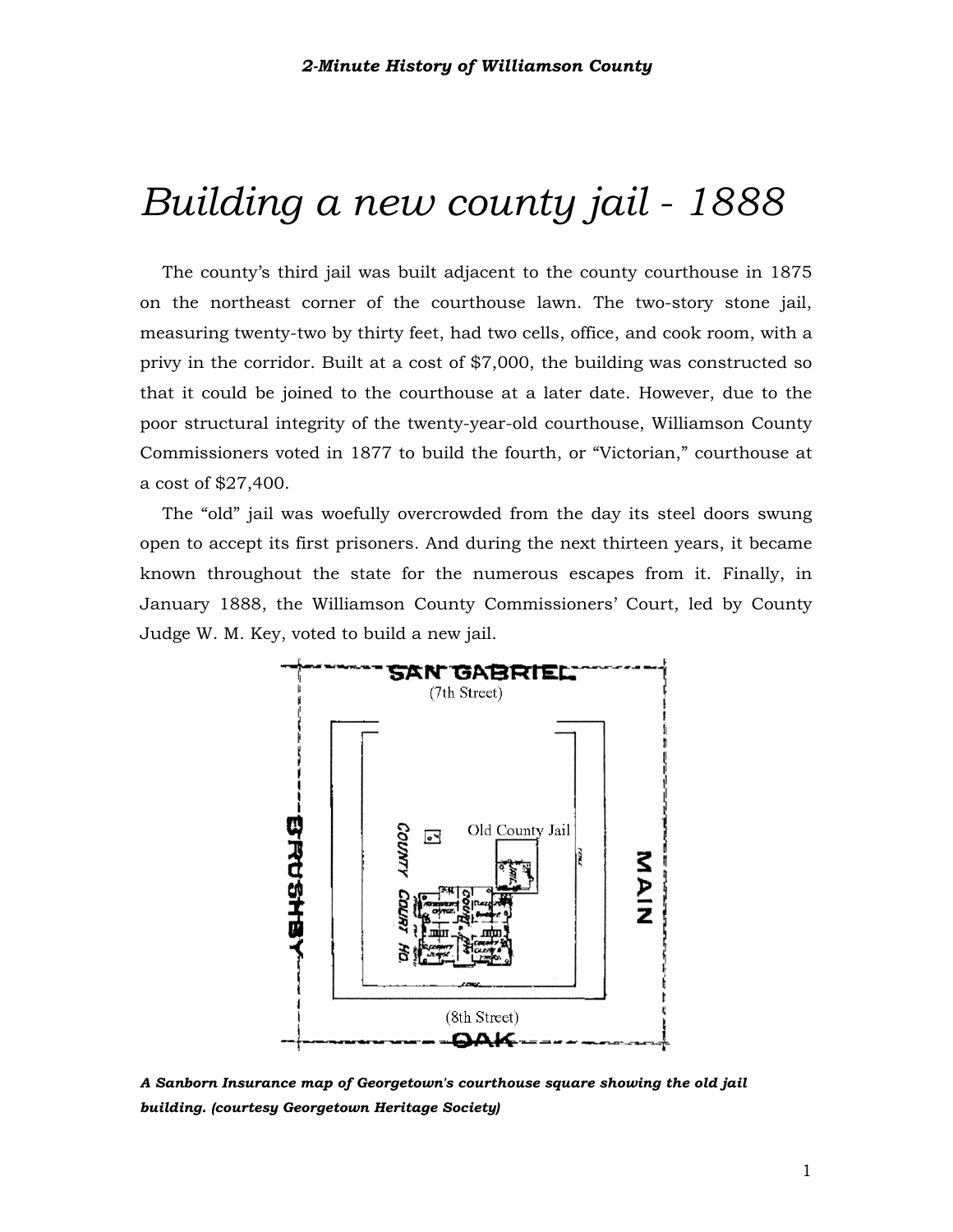# Building a new county jail - 1888

The county's third jail was built adjacent to the county courthouse in 1875 on the northeast corner of the courthouse lawn. The two-story stone jail, measuring twenty-two by thirty feet, had two cells, office, and cook room, with a privy in the corridor. Built at a cost of $7,000, the building was constructed so that it could be joined to the courthouse at a later date. However, due to the poor structural integrity of the twenty-year-old courthouse, Williamson County Commissioners voted in 1877 to build the fourth, or "Victorian," courthouse at a cost of $27,400.

The "old" jail was woefully overcrowded from the day its steel doors swung open to accept its first prisoners. And during the next thirteen years, it became known throughout the state for the numerous escapes from it. Finally, in January 1888, the Williamson County Commissioners' Court, led by County Judge W. M. Key, voted to build a new jail.

***A Sanborn Insurance map of Georgetown's courthouse square showing the old jail building. (courtesy Georgetown Heritage Society)***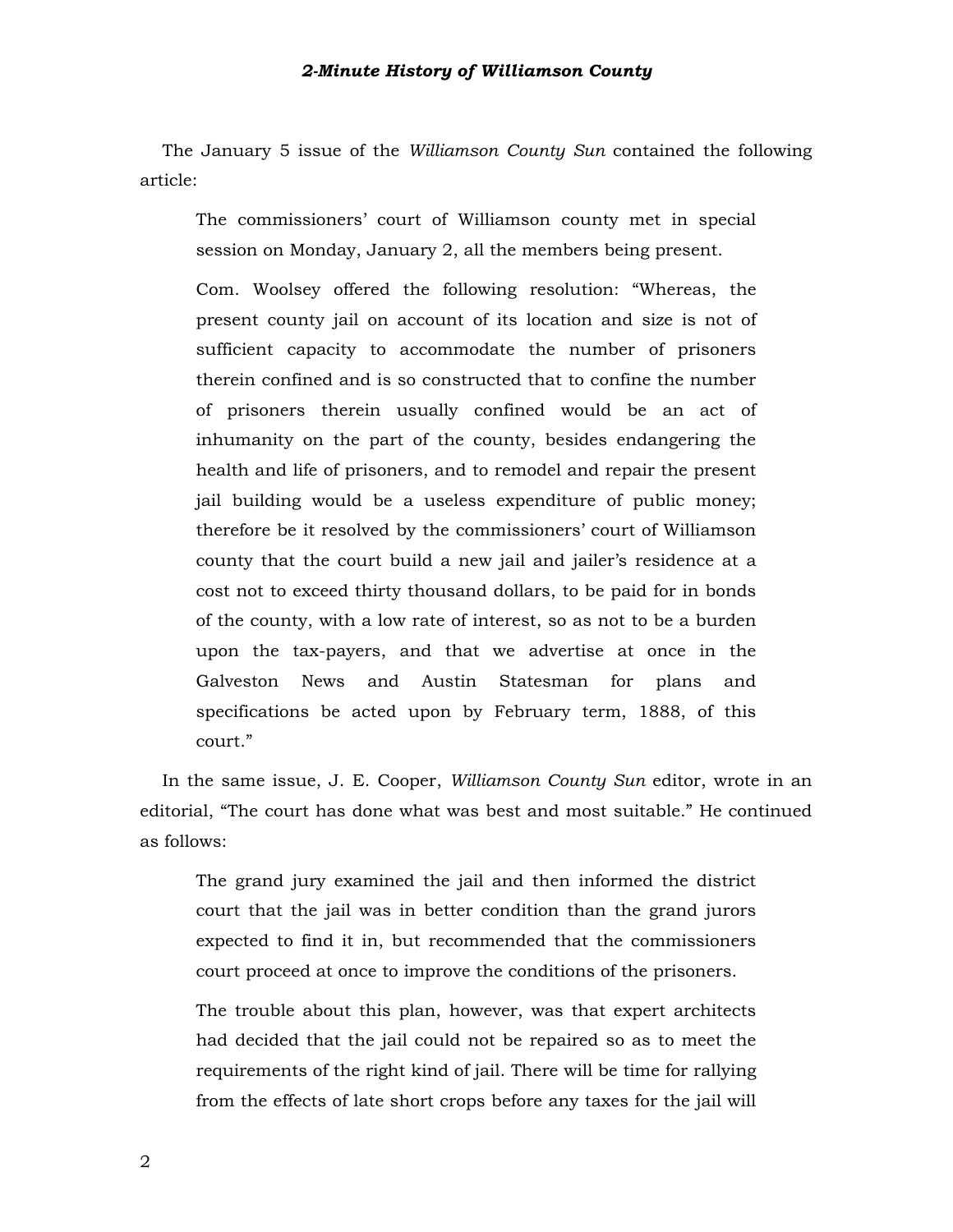The January 5 issue of the *Williamson County Sun* contained the following article:

> The commissioners' court of Williamson county met in special session on Monday, January 2, all the members being present.
>
> Com. Woolsey offered the following resolution: "Whereas, the present county jail on account of its location and size is not of sufficient capacity to accommodate the number of prisoners therein confined and is so constructed that to confine the number of prisoners therein usually confined would be an act of inhumanity on the part of the county, besides endangering the health and life of prisoners, and to remodel and repair the present jail building would be a useless expenditure of public money; therefore be it resolved by the commissioners' court of Williamson county that the court build a new jail and jailer's residence at a cost not to exceed thirty thousand dollars, to be paid for in bonds of the county, with a low rate of interest, so as not to be a burden upon the tax-payers, and that we advertise at once in the Galveston News and Austin Statesman for plans and specifications be acted upon by February term, 1888, of this court."

In the same issue, J. E. Cooper, *Williamson County Sun* editor, wrote in an editorial, "The court has done what was best and most suitable." He continued as follows:

> The grand jury examined the jail and then informed the district court that the jail was in better condition than the grand jurors expected to find it in, but recommended that the commissioners court proceed at once to improve the conditions of the prisoners.
>
> The trouble about this plan, however, was that expert architects had decided that the jail could not be repaired so as to meet the requirements of the right kind of jail. There will be time for rallying from the effects of late short crops before any taxes for the jail will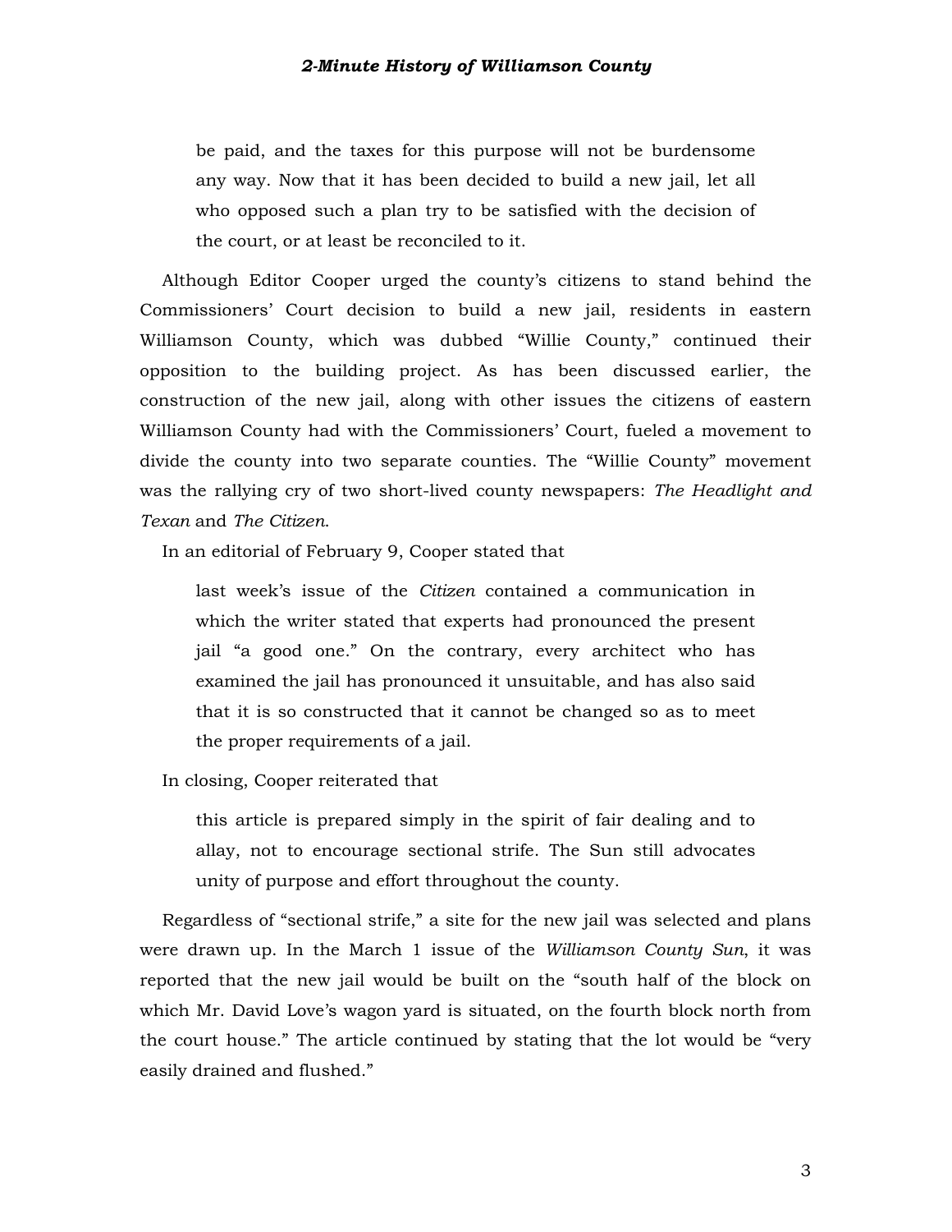> be paid, and the taxes for this purpose will not be burdensome any way. Now that it has been decided to build a new jail, let all who opposed such a plan try to be satisfied with the decision of the court, or at least be reconciled to it.

Although Editor Cooper urged the county's citizens to stand behind the Commissioners' Court decision to build a new jail, residents in eastern Williamson County, which was dubbed "Willie County," continued their opposition to the building project. As has been discussed earlier, the construction of the new jail, along with other issues the citizens of eastern Williamson County had with the Commissioners' Court, fueled a movement to divide the county into two separate counties. The "Willie County" movement was the rallying cry of two short-lived county newspapers: *The Headlight and Texan* and *The Citizen*.

In an editorial of February 9, Cooper stated that

> last week's issue of the *Citizen* contained a communication in which the writer stated that experts had pronounced the present jail "a good one." On the contrary, every architect who has examined the jail has pronounced it unsuitable, and has also said that it is so constructed that it cannot be changed so as to meet the proper requirements of a jail.

In closing, Cooper reiterated that

> this article is prepared simply in the spirit of fair dealing and to allay, not to encourage sectional strife. The Sun still advocates unity of purpose and effort throughout the county.

Regardless of "sectional strife," a site for the new jail was selected and plans were drawn up. In the March 1 issue of the *Williamson County Sun*, it was reported that the new jail would be built on the "south half of the block on which Mr. David Love's wagon yard is situated, on the fourth block north from the court house." The article continued by stating that the lot would be "very easily drained and flushed."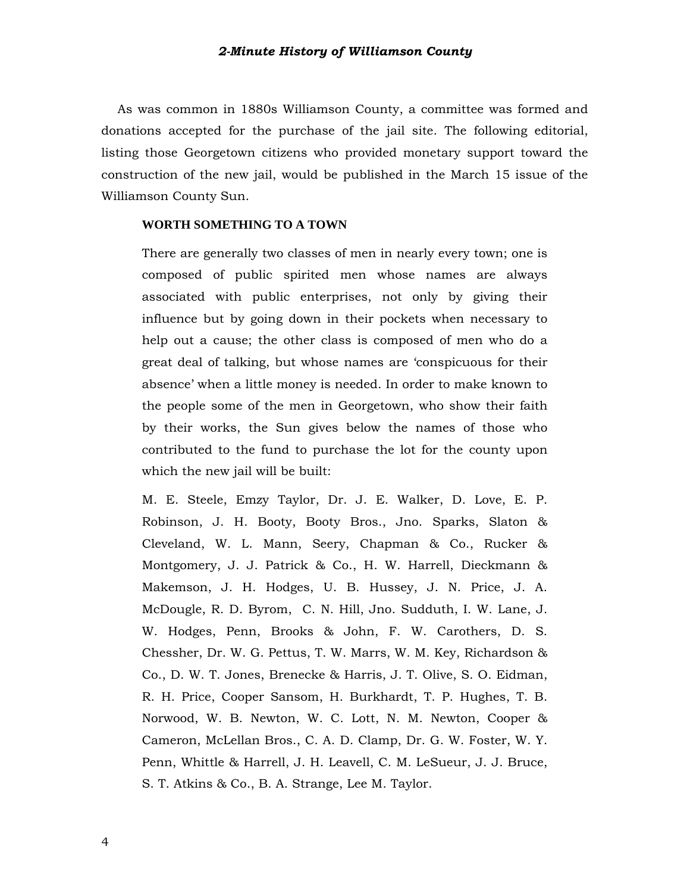As was common in 1880s Williamson County, a committee was formed and donations accepted for the purchase of the jail site. The following editorial, listing those Georgetown citizens who provided monetary support toward the construction of the new jail, would be published in the March 15 issue of the Williamson County Sun.

> **WORTH SOMETHING TO A TOWN**
>
> There are generally two classes of men in nearly every town; one is composed of public spirited men whose names are always associated with public enterprises, not only by giving their influence but by going down in their pockets when necessary to help out a cause; the other class is composed of men who do a great deal of talking, but whose names are 'conspicuous for their absence' when a little money is needed. In order to make known to the people some of the men in Georgetown, who show their faith by their works, the Sun gives below the names of those who contributed to the fund to purchase the lot for the county upon which the new jail will be built:
>
> M. E. Steele, Emzy Taylor, Dr. J. E. Walker, D. Love, E. P. Robinson, J. H. Booty, Booty Bros., Jno. Sparks, Slaton & Cleveland, W. L. Mann, Seery, Chapman & Co., Rucker & Montgomery, J. J. Patrick & Co., H. W. Harrell, Dieckmann & Makemson, J. H. Hodges, U. B. Hussey, J. N. Price, J. A. McDougle, R. D. Byrom, C. N. Hill, Jno. Sudduth, I. W. Lane, J. W. Hodges, Penn, Brooks & John, F. W. Carothers, D. S. Chessher, Dr. W. G. Pettus, T. W. Marrs, W. M. Key, Richardson & Co., D. W. T. Jones, Brenecke & Harris, J. T. Olive, S. O. Eidman, R. H. Price, Cooper Sansom, H. Burkhardt, T. P. Hughes, T. B. Norwood, W. B. Newton, W. C. Lott, N. M. Newton, Cooper & Cameron, McLellan Bros., C. A. D. Clamp, Dr. G. W. Foster, W. Y. Penn, Whittle & Harrell, J. H. Leavell, C. M. LeSueur, J. J. Bruce, S. T. Atkins & Co., B. A. Strange, Lee M. Taylor.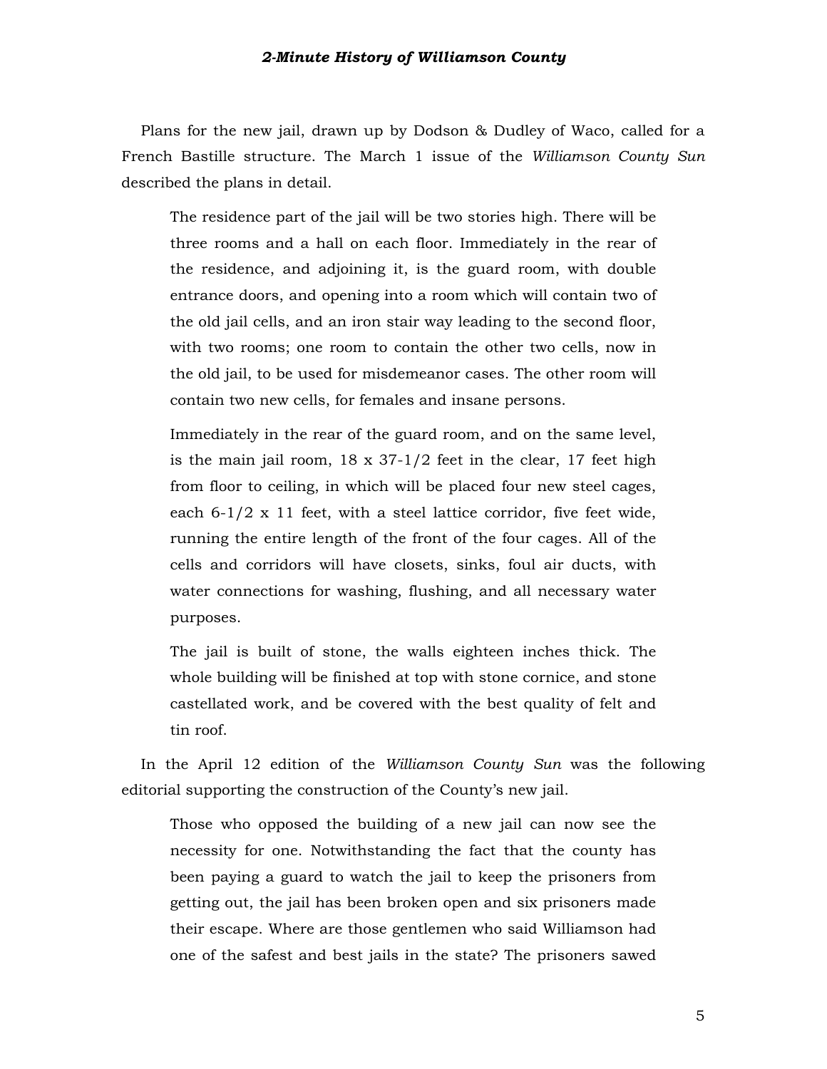Plans for the new jail, drawn up by Dodson & Dudley of Waco, called for a French Bastille structure. The March 1 issue of the *Williamson County Sun* described the plans in detail.

> The residence part of the jail will be two stories high. There will be three rooms and a hall on each floor. Immediately in the rear of the residence, and adjoining it, is the guard room, with double entrance doors, and opening into a room which will contain two of the old jail cells, and an iron stair way leading to the second floor, with two rooms; one room to contain the other two cells, now in the old jail, to be used for misdemeanor cases. The other room will contain two new cells, for females and insane persons.
>
> Immediately in the rear of the guard room, and on the same level, is the main jail room, 18 x 37-1/2 feet in the clear, 17 feet high from floor to ceiling, in which will be placed four new steel cages, each 6-1/2 x 11 feet, with a steel lattice corridor, five feet wide, running the entire length of the front of the four cages. All of the cells and corridors will have closets, sinks, foul air ducts, with water connections for washing, flushing, and all necessary water purposes.
>
> The jail is built of stone, the walls eighteen inches thick. The whole building will be finished at top with stone cornice, and stone castellated work, and be covered with the best quality of felt and tin roof.

In the April 12 edition of the *Williamson County Sun* was the following editorial supporting the construction of the County's new jail.

> Those who opposed the building of a new jail can now see the necessity for one. Notwithstanding the fact that the county has been paying a guard to watch the jail to keep the prisoners from getting out, the jail has been broken open and six prisoners made their escape. Where are those gentlemen who said Williamson had one of the safest and best jails in the state? The prisoners sawed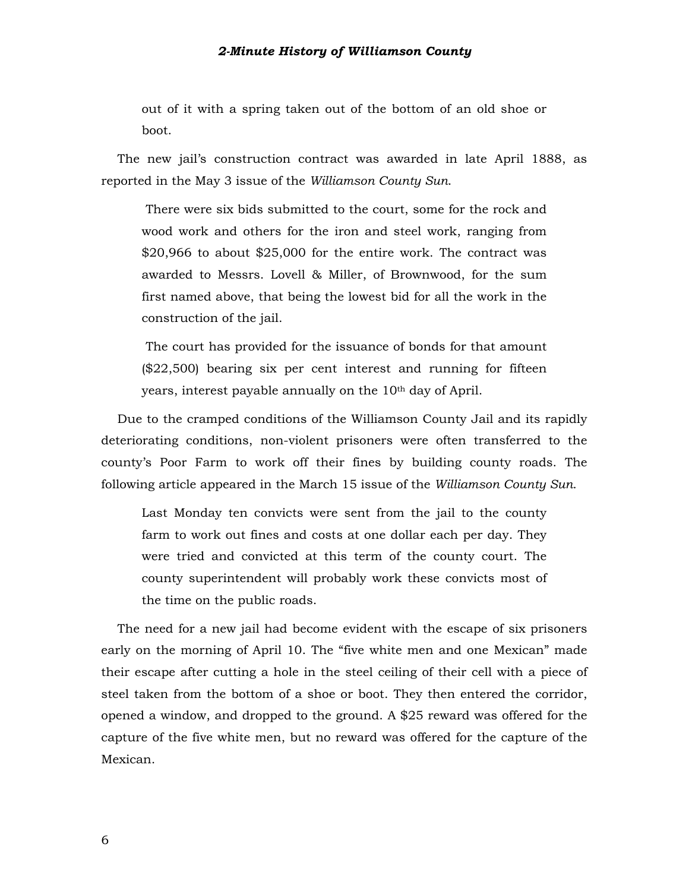> out of it with a spring taken out of the bottom of an old shoe or boot.

The new jail's construction contract was awarded in late April 1888, as reported in the May 3 issue of the *Williamson County Sun*.

> There were six bids submitted to the court, some for the rock and wood work and others for the iron and steel work, ranging from \$20,966 to about \$25,000 for the entire work. The contract was awarded to Messrs. Lovell & Miller, of Brownwood, for the sum first named above, that being the lowest bid for all the work in the construction of the jail.
>
> The court has provided for the issuance of bonds for that amount (\$22,500) bearing six per cent interest and running for fifteen years, interest payable annually on the 10th day of April.

Due to the cramped conditions of the Williamson County Jail and its rapidly deteriorating conditions, non-violent prisoners were often transferred to the county's Poor Farm to work off their fines by building county roads. The following article appeared in the March 15 issue of the *Williamson County Sun*.

> Last Monday ten convicts were sent from the jail to the county farm to work out fines and costs at one dollar each per day. They were tried and convicted at this term of the county court. The county superintendent will probably work these convicts most of the time on the public roads.

The need for a new jail had become evident with the escape of six prisoners early on the morning of April 10. The "five white men and one Mexican" made their escape after cutting a hole in the steel ceiling of their cell with a piece of steel taken from the bottom of a shoe or boot. They then entered the corridor, opened a window, and dropped to the ground. A \$25 reward was offered for the capture of the five white men, but no reward was offered for the capture of the Mexican.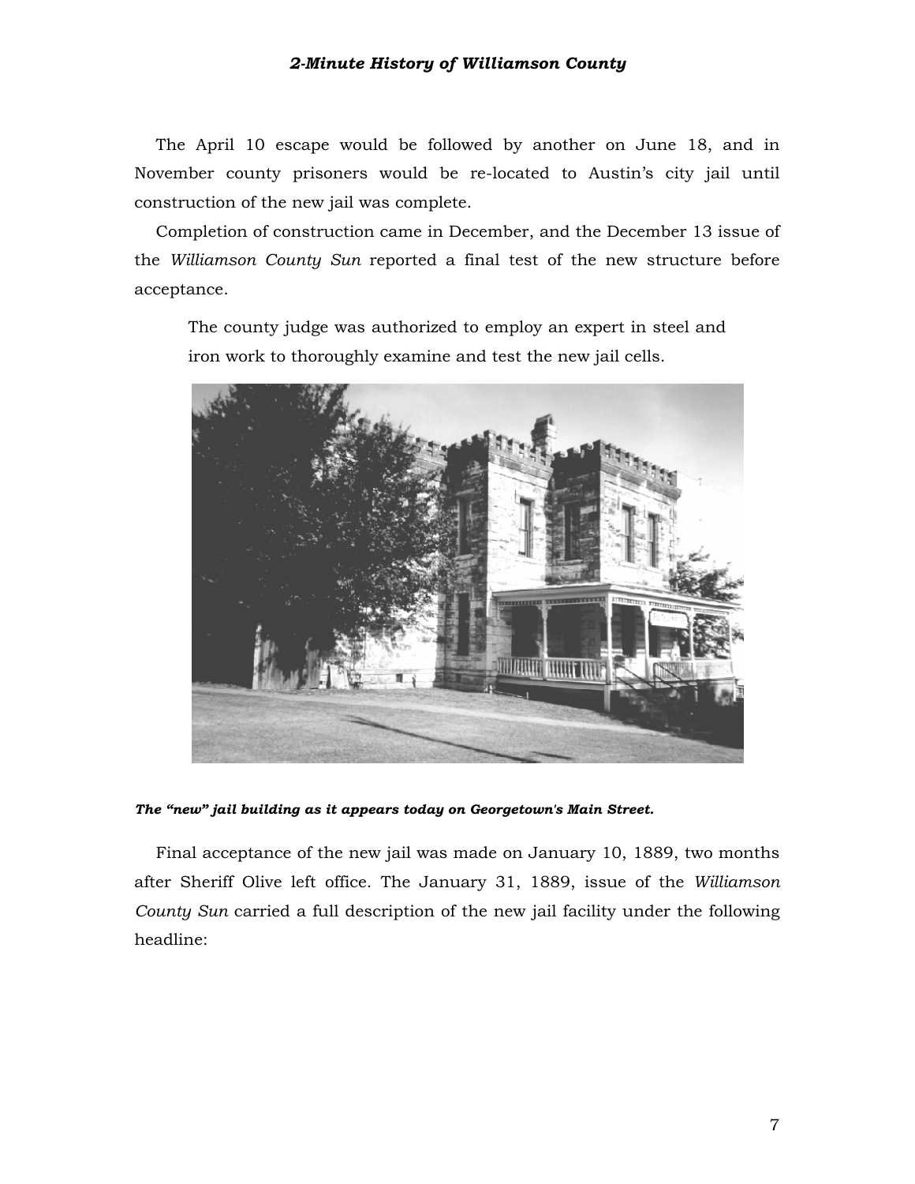The April 10 escape would be followed by another on June 18, and in November county prisoners would be re-located to Austin's city jail until construction of the new jail was complete.

Completion of construction came in December, and the December 13 issue of the *Williamson County Sun* reported a final test of the new structure before acceptance.

> The county judge was authorized to employ an expert in steel and iron work to thoroughly examine and test the new jail cells.

***The "new" jail building as it appears today on Georgetown's Main Street.***

Final acceptance of the new jail was made on January 10, 1889, two months after Sheriff Olive left office. The January 31, 1889, issue of the *Williamson County Sun* carried a full description of the new jail facility under the following headline: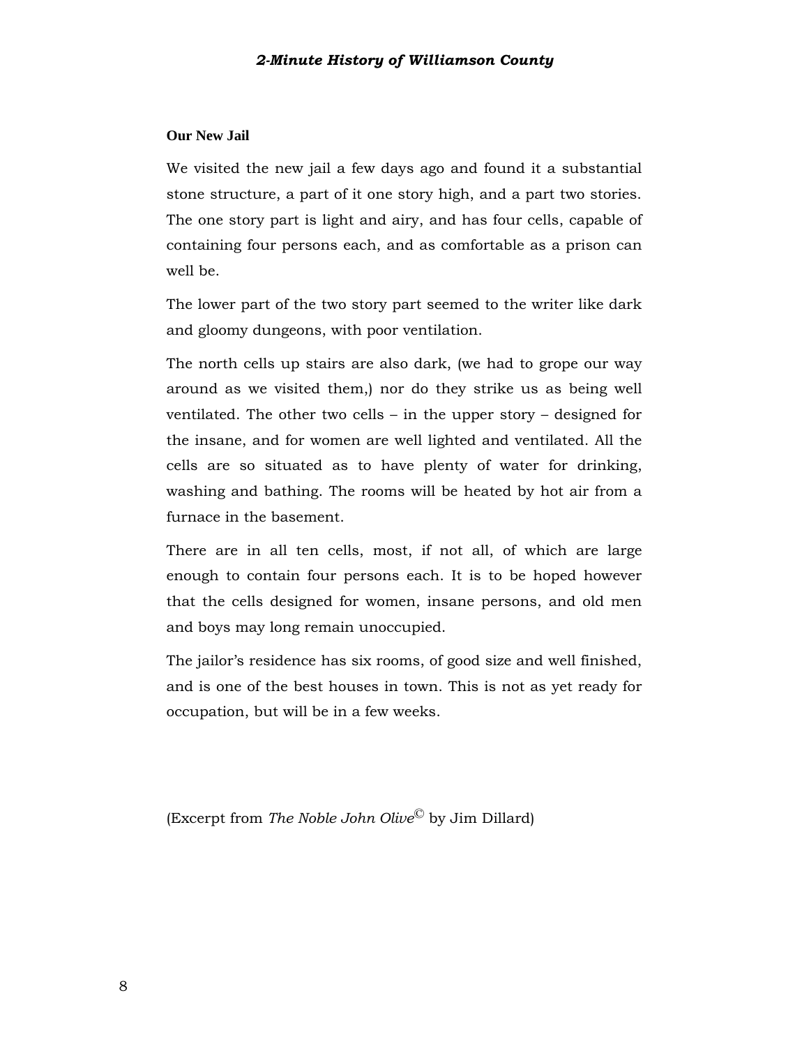**Our New Jail**

We visited the new jail a few days ago and found it a substantial stone structure, a part of it one story high, and a part two stories. The one story part is light and airy, and has four cells, capable of containing four persons each, and as comfortable as a prison can well be.

The lower part of the two story part seemed to the writer like dark and gloomy dungeons, with poor ventilation.

The north cells up stairs are also dark, (we had to grope our way around as we visited them,) nor do they strike us as being well ventilated. The other two cells – in the upper story – designed for the insane, and for women are well lighted and ventilated. All the cells are so situated as to have plenty of water for drinking, washing and bathing. The rooms will be heated by hot air from a furnace in the basement.

There are in all ten cells, most, if not all, of which are large enough to contain four persons each. It is to be hoped however that the cells designed for women, insane persons, and old men and boys may long remain unoccupied.

The jailor's residence has six rooms, of good size and well finished, and is one of the best houses in town. This is not as yet ready for occupation, but will be in a few weeks.

(Excerpt from *The Noble John Olive*© by Jim Dillard)